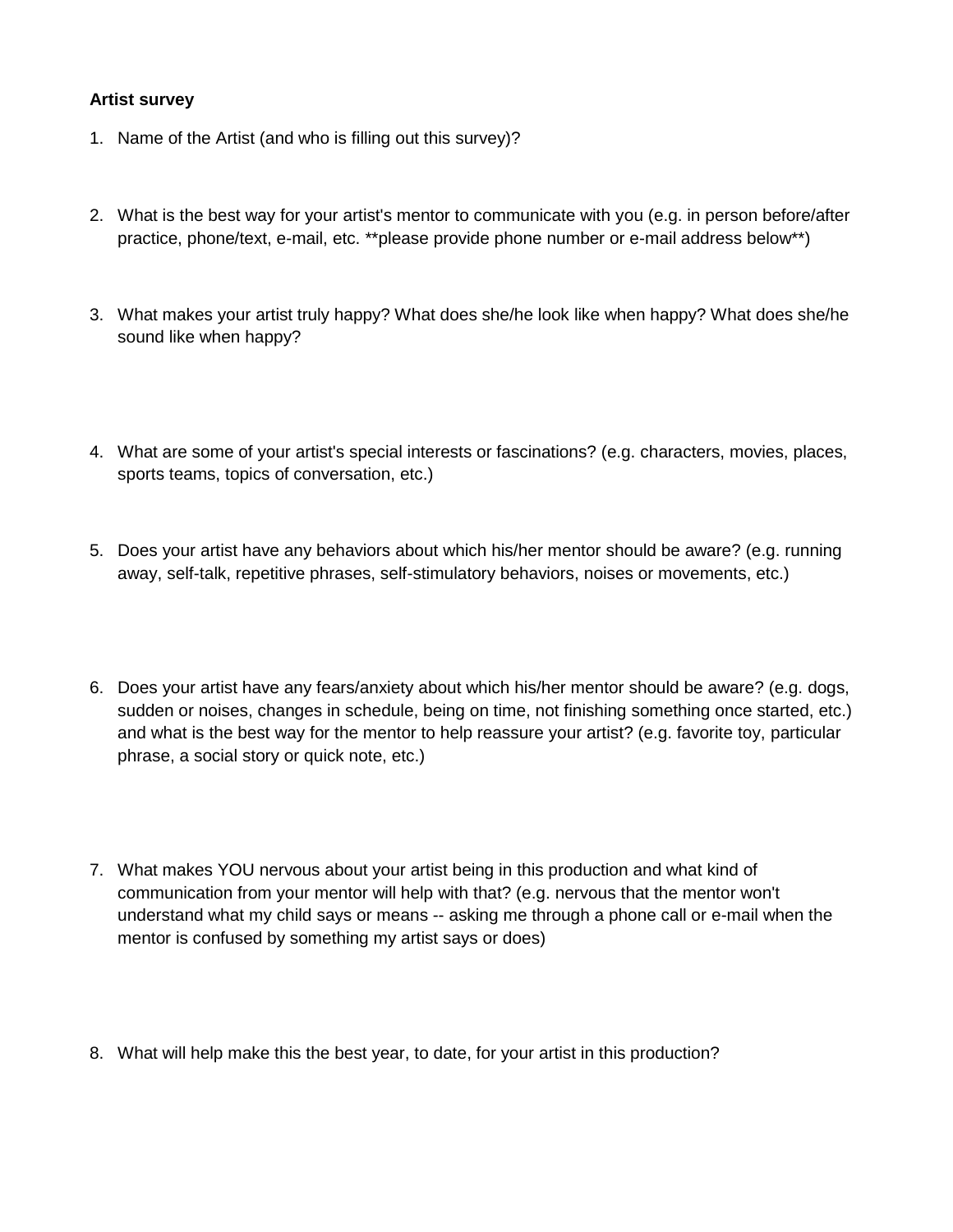**Artist survey**

1. Name of the Artist (and who is filling out this survey)?

2. What is the best way for your artist's mentor to communicate with you (e.g. in person before/after practice, phone/text, e-mail, etc. **please provide phone number or e-mail address below**)

3. What makes your artist truly happy? What does she/he look like when happy? What does she/he sound like when happy?

4. What are some of your artist's special interests or fascinations? (e.g. characters, movies, places, sports teams, topics of conversation, etc.)

5. Does your artist have any behaviors about which his/her mentor should be aware? (e.g. running away, self-talk, repetitive phrases, self-stimulatory behaviors, noises or movements, etc.)

6. Does your artist have any fears/anxiety about which his/her mentor should be aware? (e.g. dogs, sudden or noises, changes in schedule, being on time, not finishing something once started, etc.) and what is the best way for the mentor to help reassure your artist? (e.g. favorite toy, particular phrase, a social story or quick note, etc.)

7. What makes YOU nervous about your artist being in this production and what kind of communication from your mentor will help with that? (e.g. nervous that the mentor won't understand what my child says or means -- asking me through a phone call or e-mail when the mentor is confused by something my artist says or does)

8. What will help make this the best year, to date, for your artist in this production?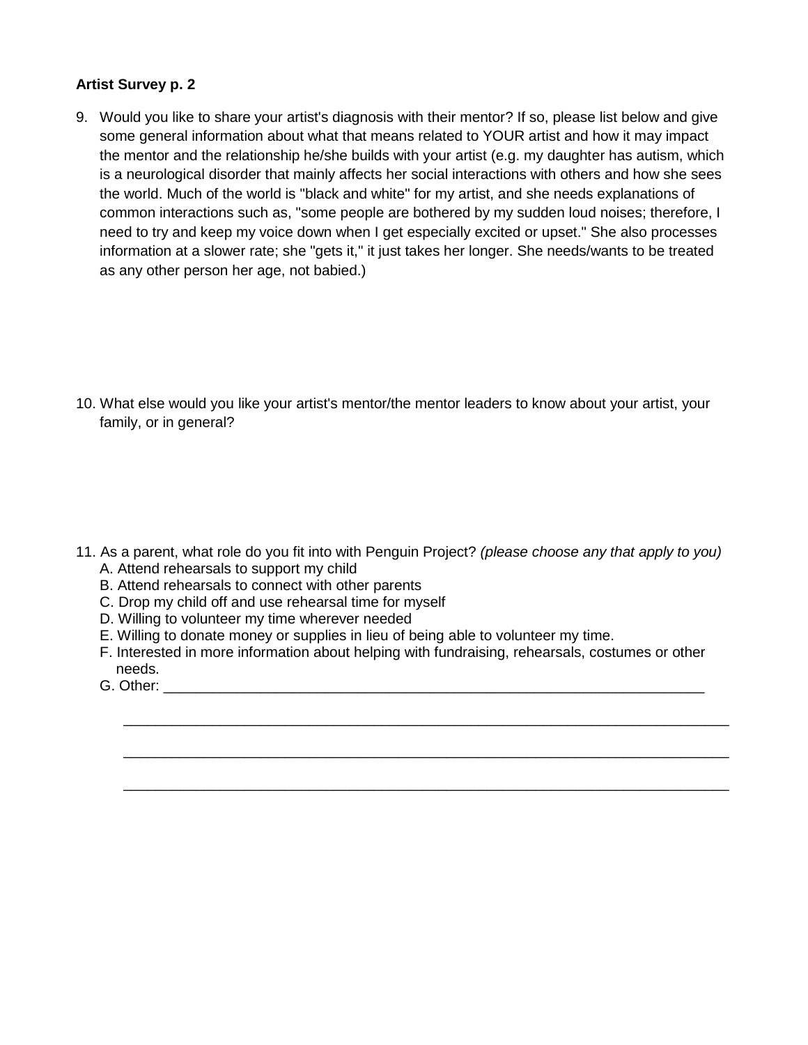**Artist Survey p. 2**

9. Would you like to share your artist's diagnosis with their mentor? If so, please list below and give some general information about what that means related to YOUR artist and how it may impact the mentor and the relationship he/she builds with your artist (e.g. my daughter has autism, which is a neurological disorder that mainly affects her social interactions with others and how she sees the world. Much of the world is "black and white" for my artist, and she needs explanations of common interactions such as, "some people are bothered by my sudden loud noises; therefore, I need to try and keep my voice down when I get especially excited or upset." She also processes information at a slower rate; she "gets it," it just takes her longer. She needs/wants to be treated as any other person her age, not babied.)

10. What else would you like your artist's mentor/the mentor leaders to know about your artist, your family, or in general?

11. As a parent, what role do you fit into with Penguin Project? *(please choose any that apply to you)*
    A. Attend rehearsals to support my child
    B. Attend rehearsals to connect with other parents
    C. Drop my child off and use rehearsal time for myself
    D. Willing to volunteer my time wherever needed
    E. Willing to donate money or supplies in lieu of being able to volunteer my time.
    F. Interested in more information about helping with fundraising, rehearsals, costumes or other needs.
    G. Other: ______________________________________________________________________

    ______________________________________________________________________________

    ______________________________________________________________________________

    ______________________________________________________________________________